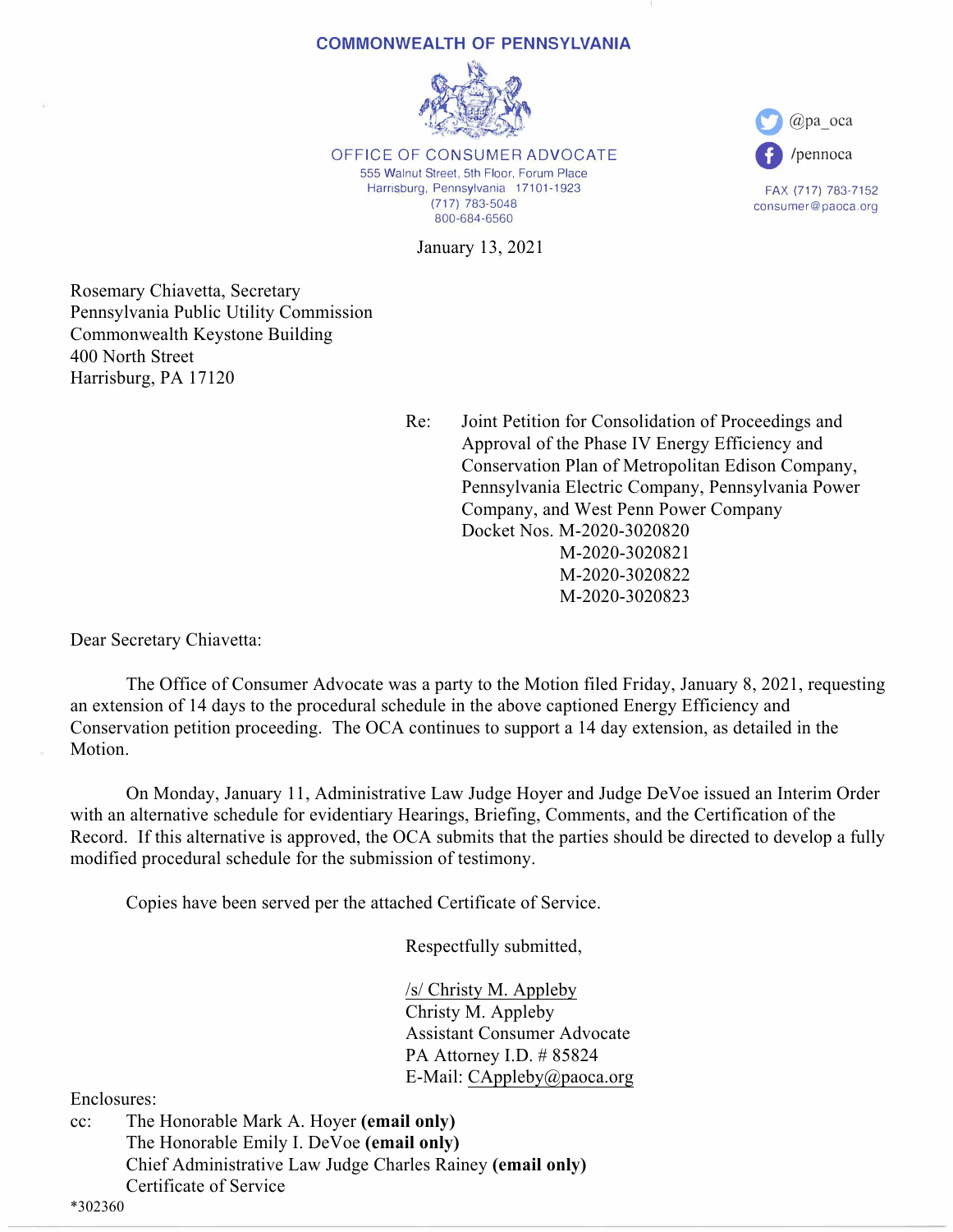**COMMONWEALTH OF PENNSYLVANIA**

**OFFICE OF CONSUMER ADVOCATE**
555 Walnut Street, 5th Floor, Forum Place
Harrisburg, Pennsylvania 17101-1923
(717) 783-5048
800-684-6560

@pa_oca
/pennoca

FAX (717) 783-7152
consumer@paoca.org

January 13, 2021

Rosemary Chiavetta, Secretary
Pennsylvania Public Utility Commission
Commonwealth Keystone Building
400 North Street
Harrisburg, PA 17120

Re: Joint Petition for Consolidation of Proceedings and Approval of the Phase IV Energy Efficiency and Conservation Plan of Metropolitan Edison Company, Pennsylvania Electric Company, Pennsylvania Power Company, and West Penn Power Company
Docket Nos. M-2020-3020820
M-2020-3020821
M-2020-3020822
M-2020-3020823

Dear Secretary Chiavetta:

The Office of Consumer Advocate was a party to the Motion filed Friday, January 8, 2021, requesting an extension of 14 days to the procedural schedule in the above captioned Energy Efficiency and Conservation petition proceeding. The OCA continues to support a 14 day extension, as detailed in the Motion.

On Monday, January 11, Administrative Law Judge Hoyer and Judge DeVoe issued an Interim Order with an alternative schedule for evidentiary Hearings, Briefing, Comments, and the Certification of the Record. If this alternative is approved, the OCA submits that the parties should be directed to develop a fully modified procedural schedule for the submission of testimony.

Copies have been served per the attached Certificate of Service.

Respectfully submitted,

/s/ Christy M. Appleby
Christy M. Appleby
Assistant Consumer Advocate
PA Attorney I.D. # 85824
E-Mail: CAppleby@paoca.org

Enclosures:
cc: The Honorable Mark A. Hoyer **(email only)**
The Honorable Emily I. DeVoe **(email only)**
Chief Administrative Law Judge Charles Rainey **(email only)**
Certificate of Service

*302360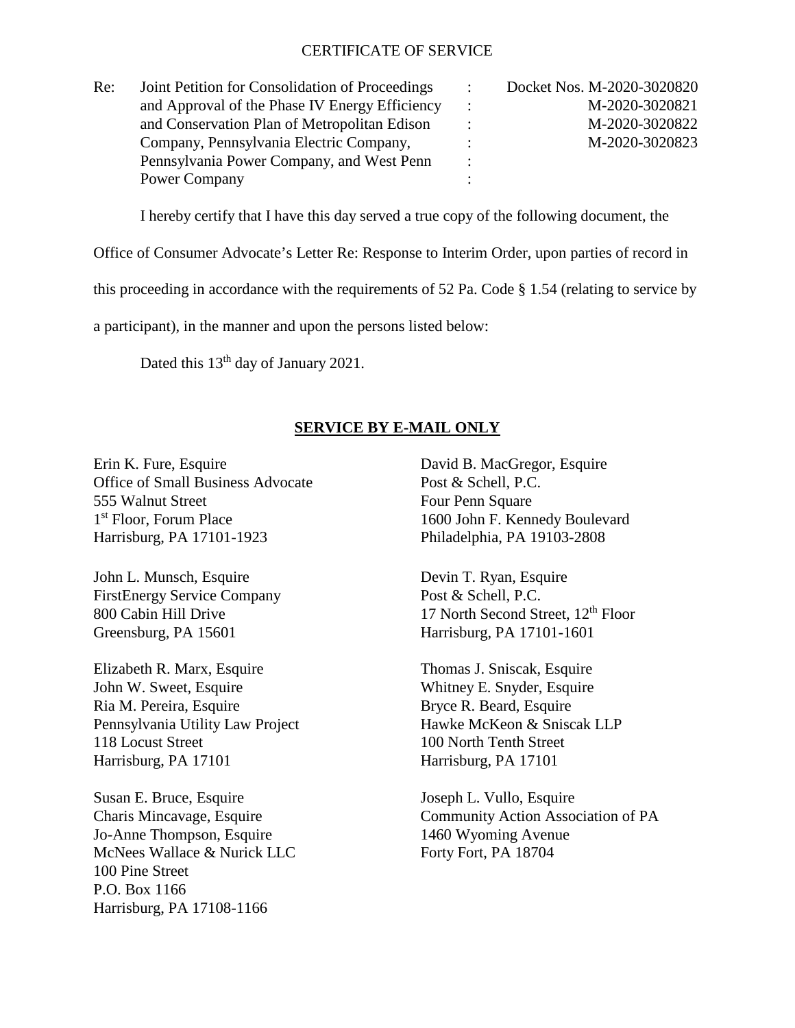CERTIFICATE OF SERVICE

| Re: | Joint Petition for Consolidation of Proceedings and Approval of the Phase IV Energy Efficiency and Conservation Plan of Metropolitan Edison Company, Pennsylvania Electric Company, Pennsylvania Power Company, and West Penn Power Company | : | Docket Nos. M-2020-3020820 M-2020-3020821 M-2020-3020822 M-2020-3020823 |
|---|---|---|---|

I hereby certify that I have this day served a true copy of the following document, the Office of Consumer Advocate's Letter Re: Response to Interim Order, upon parties of record in this proceeding in accordance with the requirements of 52 Pa. Code § 1.54 (relating to service by a participant), in the manner and upon the persons listed below:

Dated this 13th day of January 2021.

**SERVICE BY E-MAIL ONLY**

Erin K. Fure, Esquire
Office of Small Business Advocate
555 Walnut Street
1st Floor, Forum Place
Harrisburg, PA 17101-1923

John L. Munsch, Esquire
FirstEnergy Service Company
800 Cabin Hill Drive
Greensburg, PA 15601

Elizabeth R. Marx, Esquire
John W. Sweet, Esquire
Ria M. Pereira, Esquire
Pennsylvania Utility Law Project
118 Locust Street
Harrisburg, PA 17101

Susan E. Bruce, Esquire
Charis Mincavage, Esquire
Jo-Anne Thompson, Esquire
McNees Wallace & Nurick LLC
100 Pine Street
P.O. Box 1166
Harrisburg, PA 17108-1166

David B. MacGregor, Esquire
Post & Schell, P.C.
Four Penn Square
1600 John F. Kennedy Boulevard
Philadelphia, PA 19103-2808

Devin T. Ryan, Esquire
Post & Schell, P.C.
17 North Second Street, 12th Floor
Harrisburg, PA 17101-1601

Thomas J. Sniscak, Esquire
Whitney E. Snyder, Esquire
Bryce R. Beard, Esquire
Hawke McKeon & Sniscak LLP
100 North Tenth Street
Harrisburg, PA 17101

Joseph L. Vullo, Esquire
Community Action Association of PA
1460 Wyoming Avenue
Forty Fort, PA 18704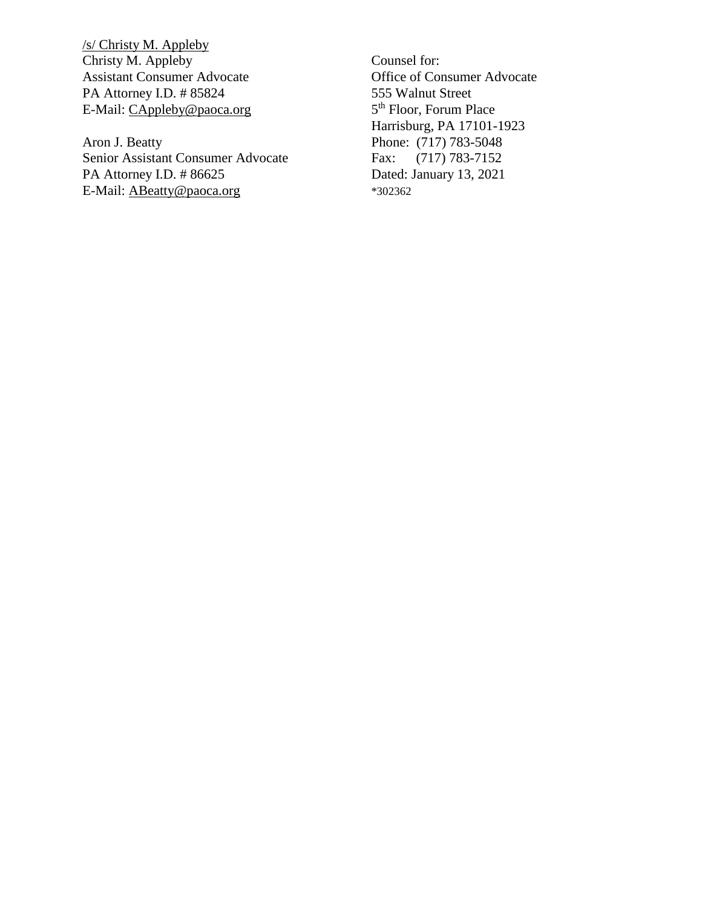/s/ Christy M. Appleby
Christy M. Appleby
Assistant Consumer Advocate
PA Attorney I.D. # 85824
E-Mail: CAppleby@paoca.org

Aron J. Beatty
Senior Assistant Consumer Advocate
PA Attorney I.D. # 86625
E-Mail: ABeatty@paoca.org

Counsel for:
Office of Consumer Advocate
555 Walnut Street
5th Floor, Forum Place
Harrisburg, PA 17101-1923
Phone: (717) 783-5048
Fax: (717) 783-7152
Dated: January 13, 2021
*302362